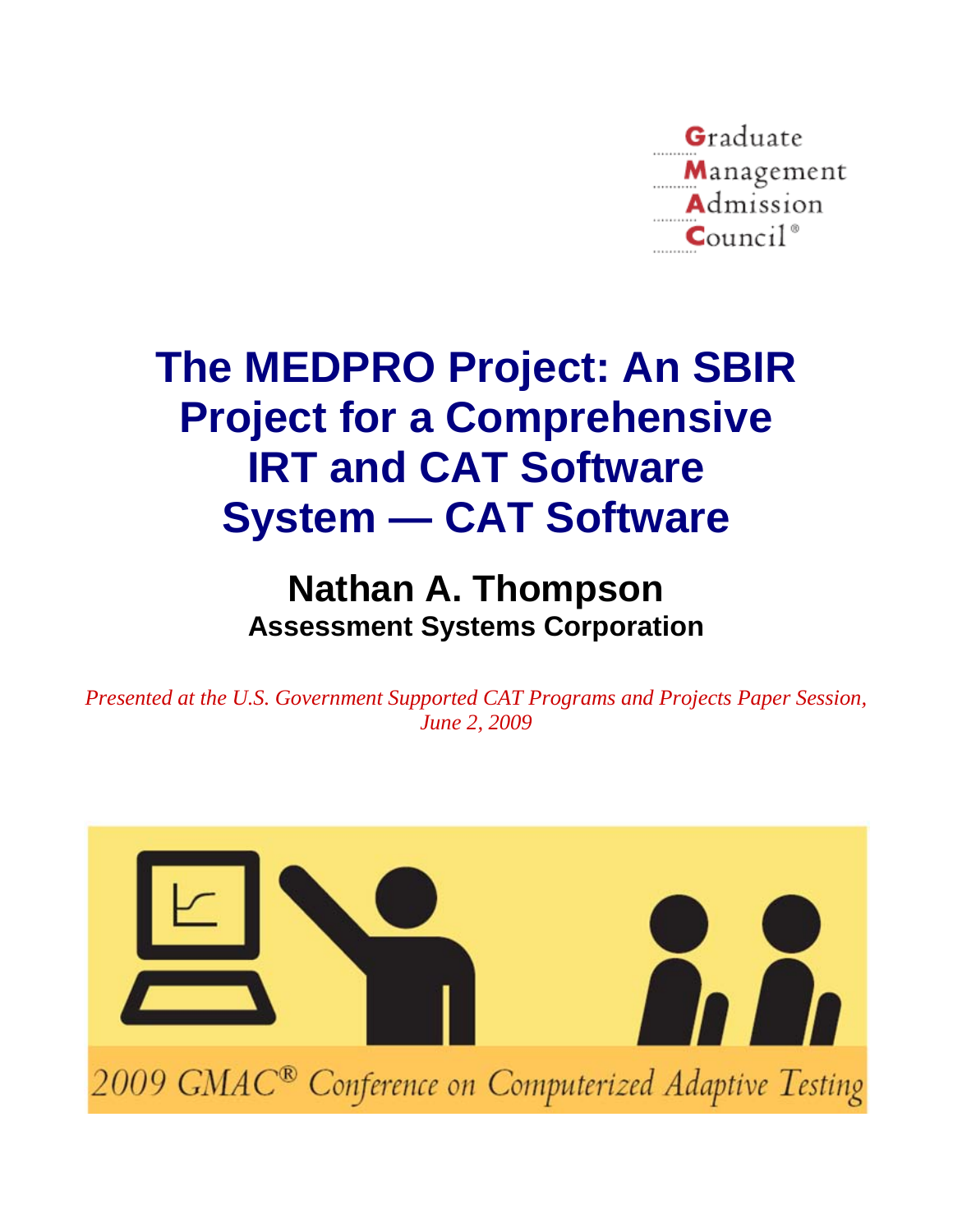Graduate
Management
Admission
Council®

# The MEDPRO Project: An SBIR Project for a Comprehensive IRT and CAT Software System — CAT Software

## Nathan A. Thompson

**Assessment Systems Corporation**

*Presented at the U.S. Government Supported CAT Programs and Projects Paper Session, June 2, 2009*

2009 GMAC® Conference on Computerized Adaptive Testing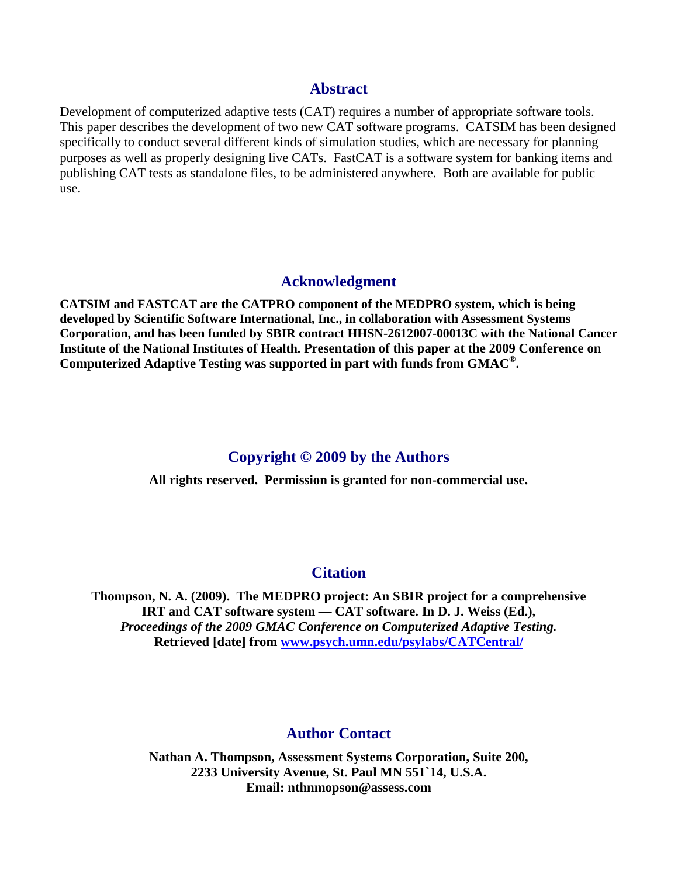## Abstract

Development of computerized adaptive tests (CAT) requires a number of appropriate software tools. This paper describes the development of two new CAT software programs. CATSIM has been designed specifically to conduct several different kinds of simulation studies, which are necessary for planning purposes as well as properly designing live CATs. FastCAT is a software system for banking items and publishing CAT tests as standalone files, to be administered anywhere. Both are available for public use.

## Acknowledgment

**CATSIM and FASTCAT are the CATPRO component of the MEDPRO system, which is being developed by Scientific Software International, Inc., in collaboration with Assessment Systems Corporation, and has been funded by SBIR contract HHSN-2612007-00013C with the National Cancer Institute of the National Institutes of Health. Presentation of this paper at the 2009 Conference on Computerized Adaptive Testing was supported in part with funds from GMAC®.**

## Copyright © 2009 by the Authors

**All rights reserved. Permission is granted for non-commercial use.**

## Citation

**Thompson, N. A. (2009). The MEDPRO project: An SBIR project for a comprehensive IRT and CAT software system — CAT software. In D. J. Weiss (Ed.),** ***Proceedings of the 2009 GMAC Conference on Computerized Adaptive Testing.*** **Retrieved [date] from [www.psych.umn.edu/psylabs/CATCentral/](www.psych.umn.edu/psylabs/CATCentral/)**

## Author Contact

**Nathan A. Thompson, Assessment Systems Corporation, Suite 200, 2233 University Avenue, St. Paul MN 551`14, U.S.A. Email: nthnmopson@assess.com**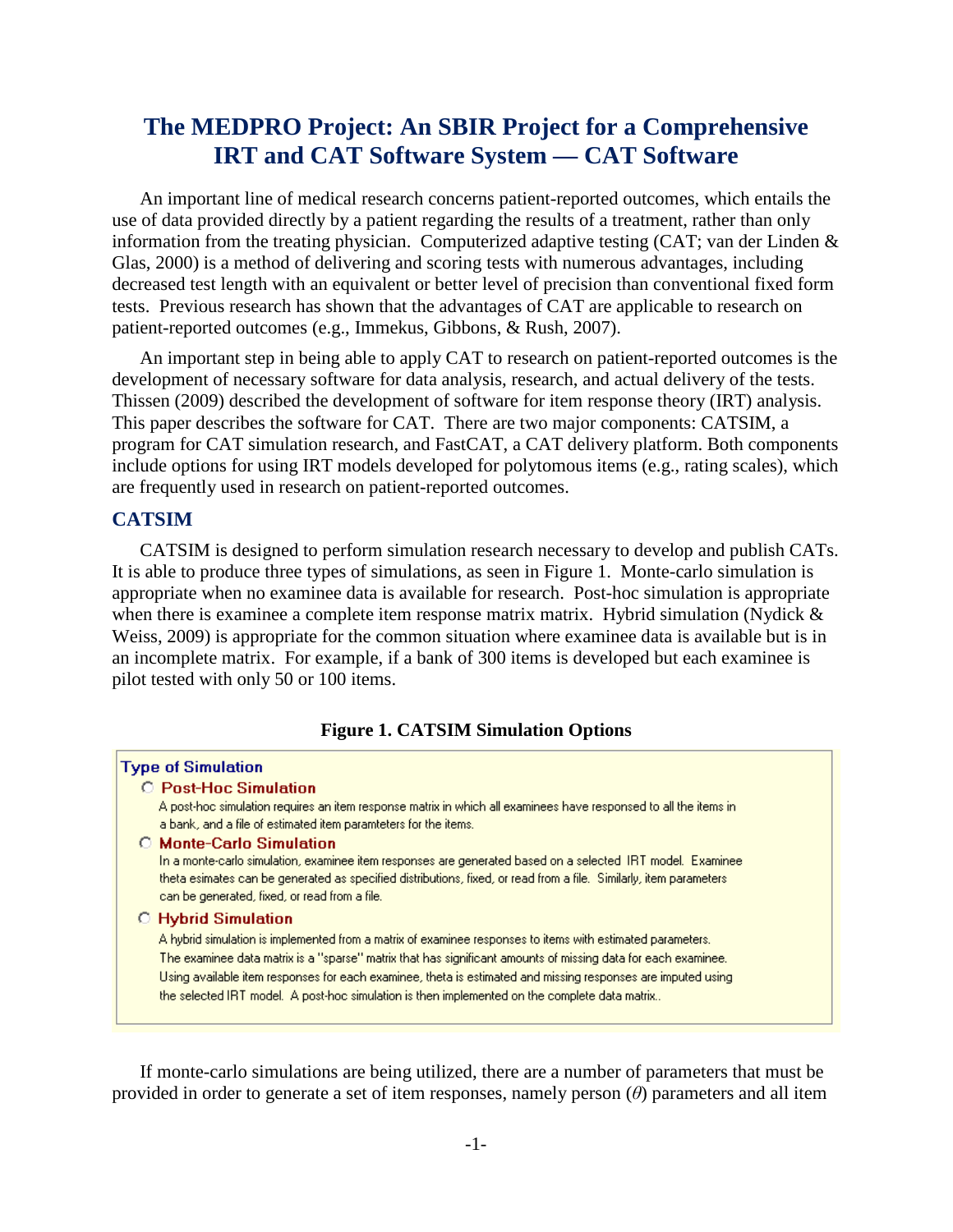# The MEDPRO Project: An SBIR Project for a Comprehensive IRT and CAT Software System — CAT Software

An important line of medical research concerns patient-reported outcomes, which entails the use of data provided directly by a patient regarding the results of a treatment, rather than only information from the treating physician. Computerized adaptive testing (CAT; van der Linden & Glas, 2000) is a method of delivering and scoring tests with numerous advantages, including decreased test length with an equivalent or better level of precision than conventional fixed form tests. Previous research has shown that the advantages of CAT are applicable to research on patient-reported outcomes (e.g., Immekus, Gibbons, & Rush, 2007).

An important step in being able to apply CAT to research on patient-reported outcomes is the development of necessary software for data analysis, research, and actual delivery of the tests. Thissen (2009) described the development of software for item response theory (IRT) analysis. This paper describes the software for CAT. There are two major components: CATSIM, a program for CAT simulation research, and FastCAT, a CAT delivery platform. Both components include options for using IRT models developed for polytomous items (e.g., rating scales), which are frequently used in research on patient-reported outcomes.

## CATSIM

CATSIM is designed to perform simulation research necessary to develop and publish CATs. It is able to produce three types of simulations, as seen in Figure 1. Monte-carlo simulation is appropriate when no examinee data is available for research. Post-hoc simulation is appropriate when there is examinee a complete item response matrix matrix. Hybrid simulation (Nydick & Weiss, 2009) is appropriate for the common situation where examinee data is available but is in an incomplete matrix. For example, if a bank of 300 items is developed but each examinee is pilot tested with only 50 or 100 items.

**Figure 1. CATSIM Simulation Options**

**Type of Simulation**

- **Post-Hoc Simulation**
  A post-hoc simulation requires an item response matrix in which all examinees have responded to all the items in a bank, and a file of estimated item paramteters for the items.
- **Monte-Carlo Simulation**
  In a monte-carlo simulation, examinee item responses are generated based on a selected IRT model. Examinee theta esimates can be generated as specified distributions, fixed, or read from a file. Similarly, item parameters can be generated, fixed, or read from a file.
- **Hybrid Simulation**
  A hybrid simulation is implemented from a matrix of examinee responses to items with estimated parameters. The examinee data matrix is a "sparse" matrix that has significant amounts of missing data for each examinee. Using available item responses for each examinee, theta is estimated and missing responses are imputed using the selected IRT model. A post-hoc simulation is then implemented on the complete data matrix..

If monte-carlo simulations are being utilized, there are a number of parameters that must be provided in order to generate a set of item responses, namely person ($\theta$) parameters and all item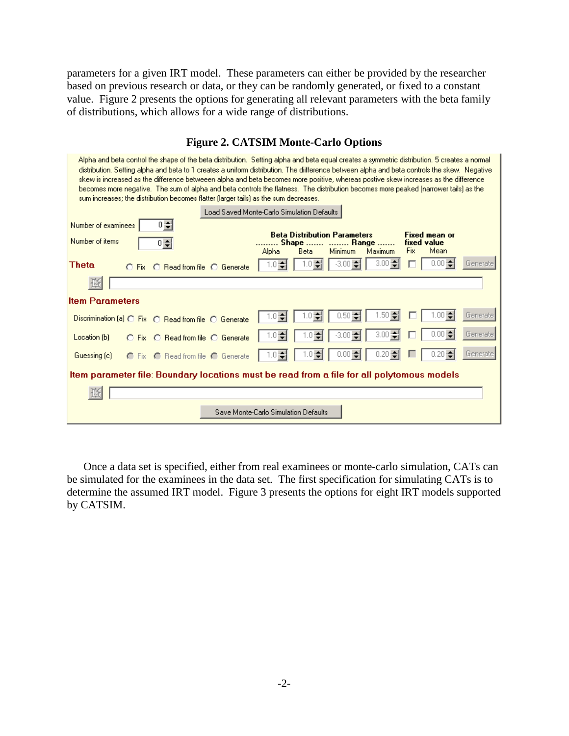parameters for a given IRT model. These parameters can either be provided by the researcher based on previous research or data, or they can be randomly generated, or fixed to a constant value. Figure 2 presents the options for generating all relevant parameters with the beta family of distributions, which allows for a wide range of distributions.

**Figure 2. CATSIM Monte-Carlo Options**

Alpha and beta control the shape of the beta distribution. Setting alpha and beta equal creates a symmetric distribution. 5 creates a normal distribution. Setting alpha and beta to 1 creates a uniform distribution. The difference between alpha and beta controls the skew. Negative skew is increased as the difference betweeen alpha and beta becomes more positive, whereas postive skew increases as the difference becomes more negative. The sum of alpha and beta controls the flatness. The distribution becomes more peaked (narrower tails) as the sum increases; the distribution becomes flatter (larger tails) as the sum decreases.

Load Saved Monte-Carlo Simulation Defaults

Number of examinees: 0
Number of items: 0

| | Options | Beta Distribution Parameters: Shape | | Range | | Fixed mean or fixed value | | |
|---|---|---|---|---|---|---|---|---|
| | | Alpha | Beta | Minimum | Maximum | Fix | Mean | |
| **Theta** | Fix / Read from file / Generate | 1.0 | 1.0 | -3.00 | 3.00 | ☐ | 0.00 | Generate |
| **Item Parameters** | | | | | | | | |
| Discrimination (a) | Fix / Read from file / Generate | 1.0 | 1.0 | 0.50 | 1.50 | ☐ | 1.00 | Generate |
| Location (b) | Fix / Read from file / Generate | 1.0 | 1.0 | -3.00 | 3.00 | ☐ | 0.00 | Generate |
| Guessing (c) | Fix / Read from file / Generate | 1.0 | 1.0 | 0.00 | 0.20 | ☐ | 0.20 | Generate |

**Item parameter file: Boundary locations must be read from a file for all polytomous models**

Save Monte-Carlo Simulation Defaults

Once a data set is specified, either from real examinees or monte-carlo simulation, CATs can be simulated for the examinees in the data set. The first specification for simulating CATs is to determine the assumed IRT model. Figure 3 presents the options for eight IRT models supported by CATSIM.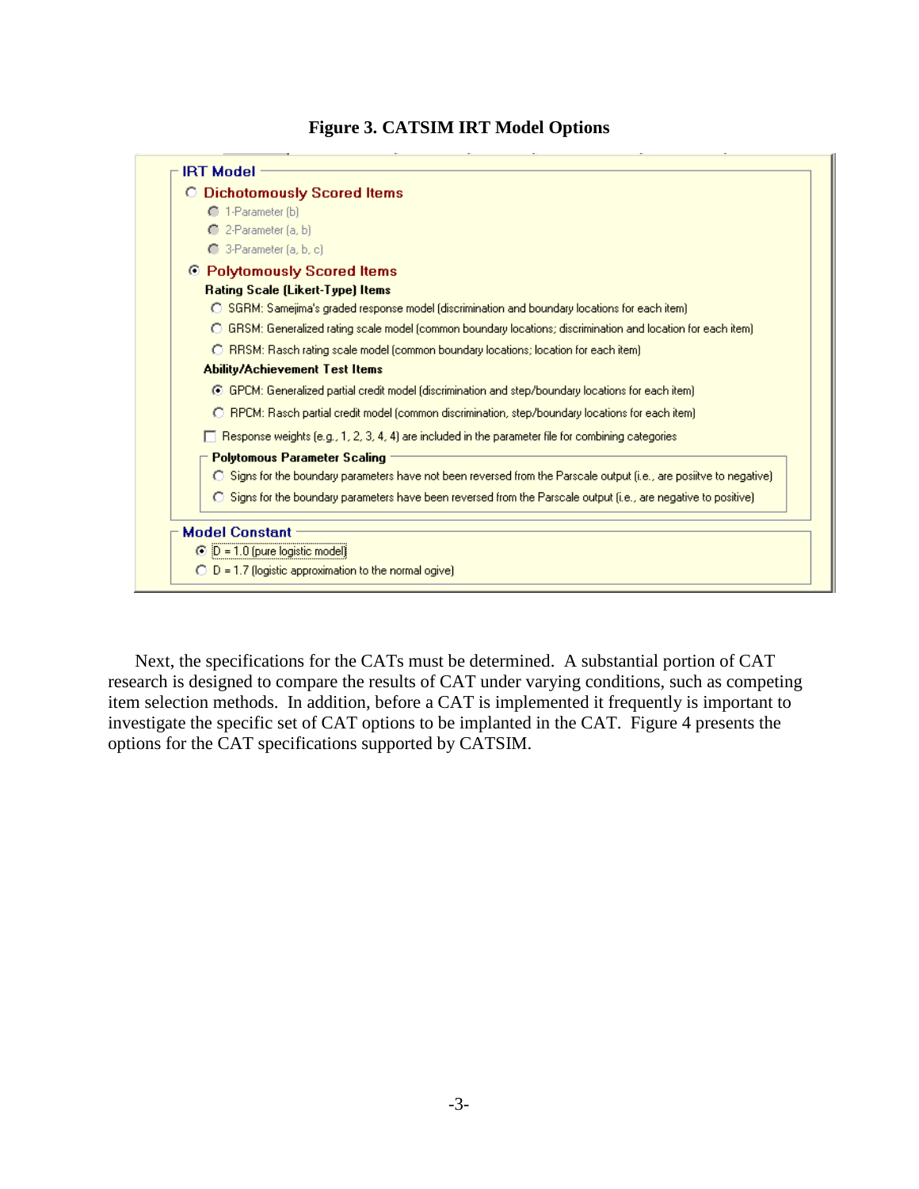**Figure 3. CATSIM IRT Model Options**

IRT Model

- ○ Dichotomously Scored Items
  - ○ 1-Parameter (b)
  - ○ 2-Parameter (a, b)
  - ○ 3-Parameter (a, b, c)
- ● Polytomously Scored Items
  - **Rating Scale (Likert-Type) Items**
    - ○ SGRM: Samejima's graded response model (discrimination and boundary locations for each item)
    - ○ GRSM: Generalized rating scale model (common boundary locations; discrimination and location for each item)
    - ○ RRSM: Rasch rating scale model (common boundary locations; location for each item)
  - **Ability/Achievement Test Items**
    - ● GPCM: Generalized partial credit model (discrimination and step/boundary locations for each item)
    - ○ RPCM: Rasch partial credit model (common discrimination, step/boundary locations for each item)
  - ☐ Response weights (e.g., 1, 2, 3, 4, 4) are included in the parameter file for combining categories
  - **Polytomous Parameter Scaling**
    - ○ Signs for the boundary parameters have not been reversed from the Parscale output (i.e., are posiitve to negative)
    - ○ Signs for the boundary parameters have been reversed from the Parscale output (i.e., are negative to positive)

Model Constant

- ● D = 1.0 (pure logistic model)
- ○ D = 1.7 (logistic approximation to the normal ogive)

Next, the specifications for the CATs must be determined. A substantial portion of CAT research is designed to compare the results of CAT under varying conditions, such as competing item selection methods. In addition, before a CAT is implemented it frequently is important to investigate the specific set of CAT options to be implanted in the CAT. Figure 4 presents the options for the CAT specifications supported by CATSIM.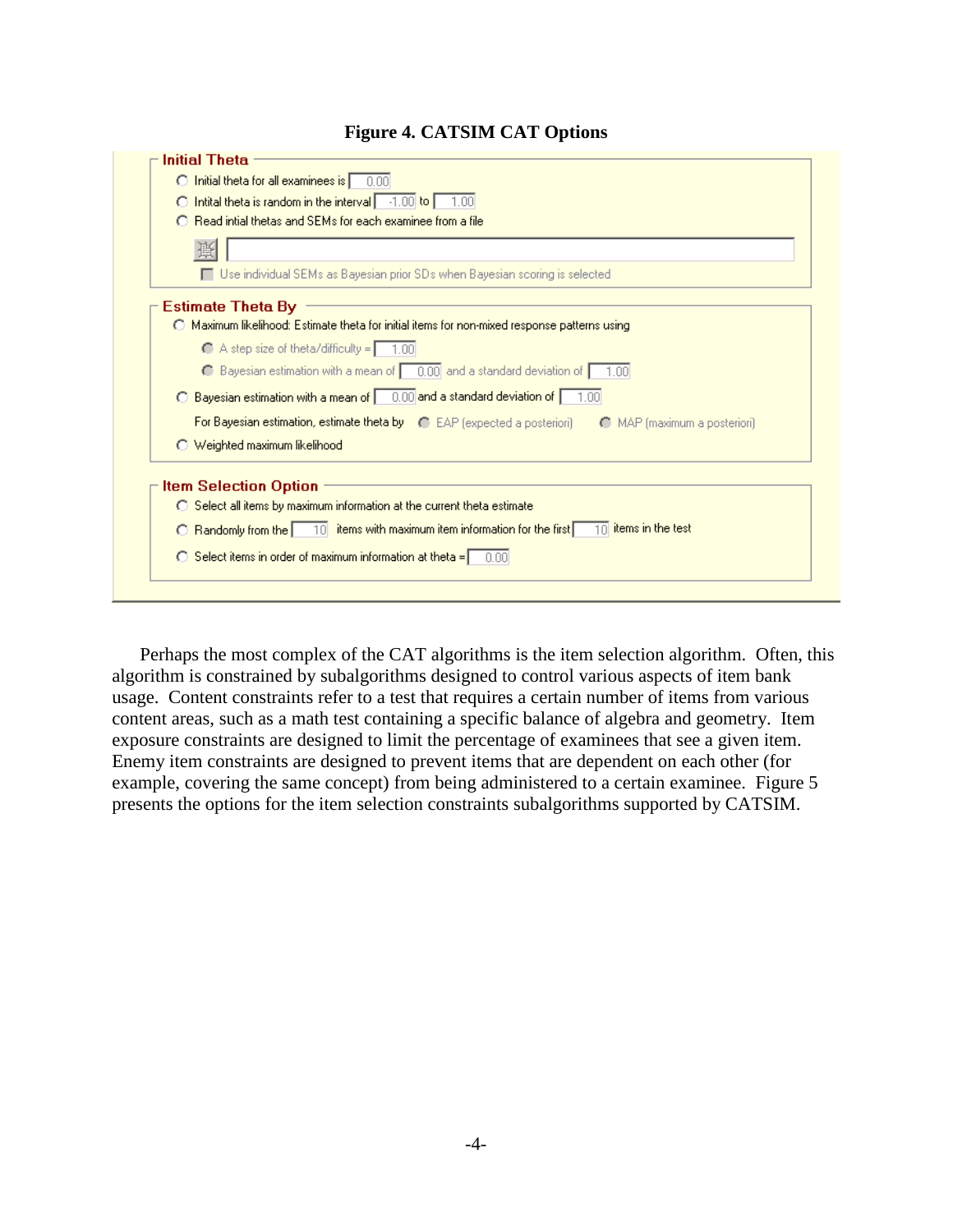**Figure 4. CATSIM CAT Options**

**Initial Theta**

- Initial theta for all examinees is 0.00
- Intital theta is random in the interval -1.00 to 1.00
- Read intial thetas and SEMs for each examinee from a file
- Use individual SEMs as Bayesian prior SDs when Bayesian scoring is selected

**Estimate Theta By**

- Maximum likelihood: Estimate theta for initial items for non-mixed response patterns using
  - A step size of theta/difficulty = 1.00
  - Bayesian estimation with a mean of 0.00 and a standard deviation of 1.00
- Bayesian estimation with a mean of 0.00 and a standard deviation of 1.00
  - For Bayesian estimation, estimate theta by: EAP (expected a posteriori) / MAP (maximum a posteriori)
- Weighted maximum likelihood

**Item Selection Option**

- Select all items by maximum information at the current theta estimate
- Randomly from the 10 items with maximum item information for the first 10 items in the test
- Select items in order of maximum information at theta = 0.00

Perhaps the most complex of the CAT algorithms is the item selection algorithm. Often, this algorithm is constrained by subalgorithms designed to control various aspects of item bank usage. Content constraints refer to a test that requires a certain number of items from various content areas, such as a math test containing a specific balance of algebra and geometry. Item exposure constraints are designed to limit the percentage of examinees that see a given item. Enemy item constraints are designed to prevent items that are dependent on each other (for example, covering the same concept) from being administered to a certain examinee. Figure 5 presents the options for the item selection constraints subalgorithms supported by CATSIM.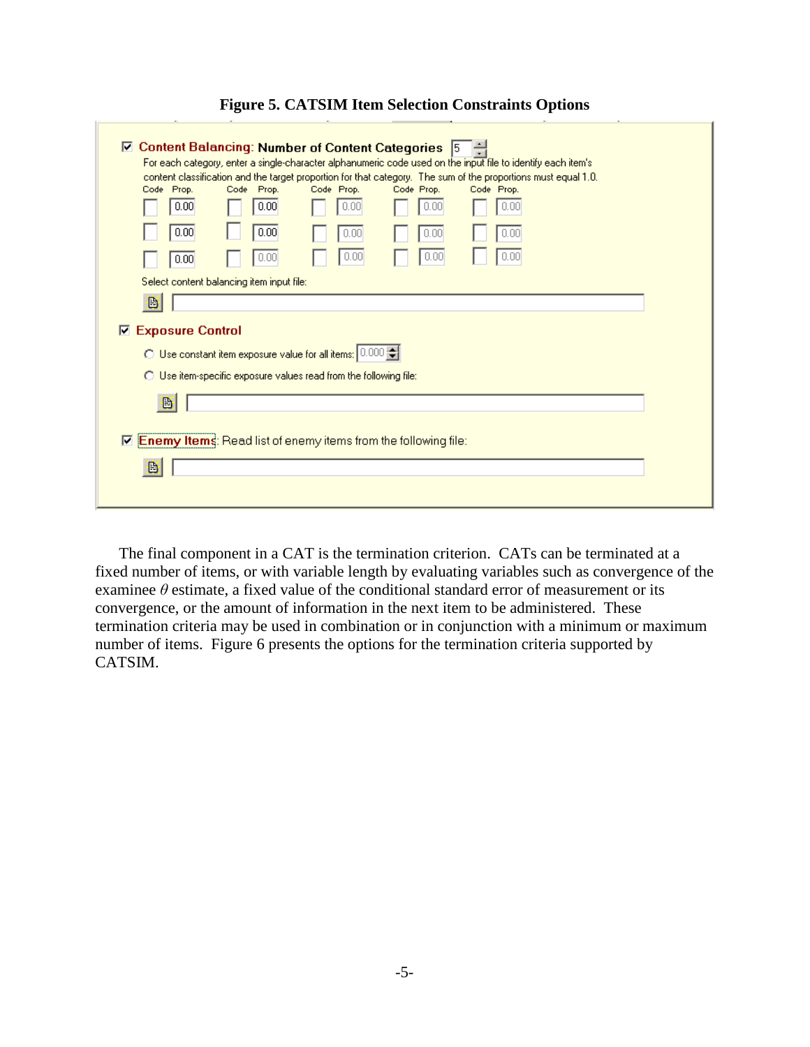**Figure 5. CATSIM Item Selection Constraints Options**

☑ **Content Balancing: Number of Content Categories** 5

For each category, enter a single-character alphanumeric code used on the input file to identify each item's content classification and the target proportion for that category. The sum of the proportions must equal 1.0.

| Code | Prop. | Code | Prop. | Code | Prop. | Code | Prop. | Code | Prop. |
|---|---|---|---|---|---|---|---|---|---|
| | 0.00 | | 0.00 | | 0.00 | | 0.00 | | 0.00 |
| | 0.00 | | 0.00 | | 0.00 | | 0.00 | | 0.00 |
| | 0.00 | | 0.00 | | 0.00 | | 0.00 | | 0.00 |

Select content balancing item input file:

☑ **Exposure Control**

- Use constant item exposure value for all items: 0.000
- Use item-specific exposure values read from the following file:

☑ **Enemy Items**: Read list of enemy items from the following file:

The final component in a CAT is the termination criterion. CATs can be terminated at a fixed number of items, or with variable length by evaluating variables such as convergence of the examinee $\theta$ estimate, a fixed value of the conditional standard error of measurement or its convergence, or the amount of information in the next item to be administered. These termination criteria may be used in combination or in conjunction with a minimum or maximum number of items. Figure 6 presents the options for the termination criteria supported by CATSIM.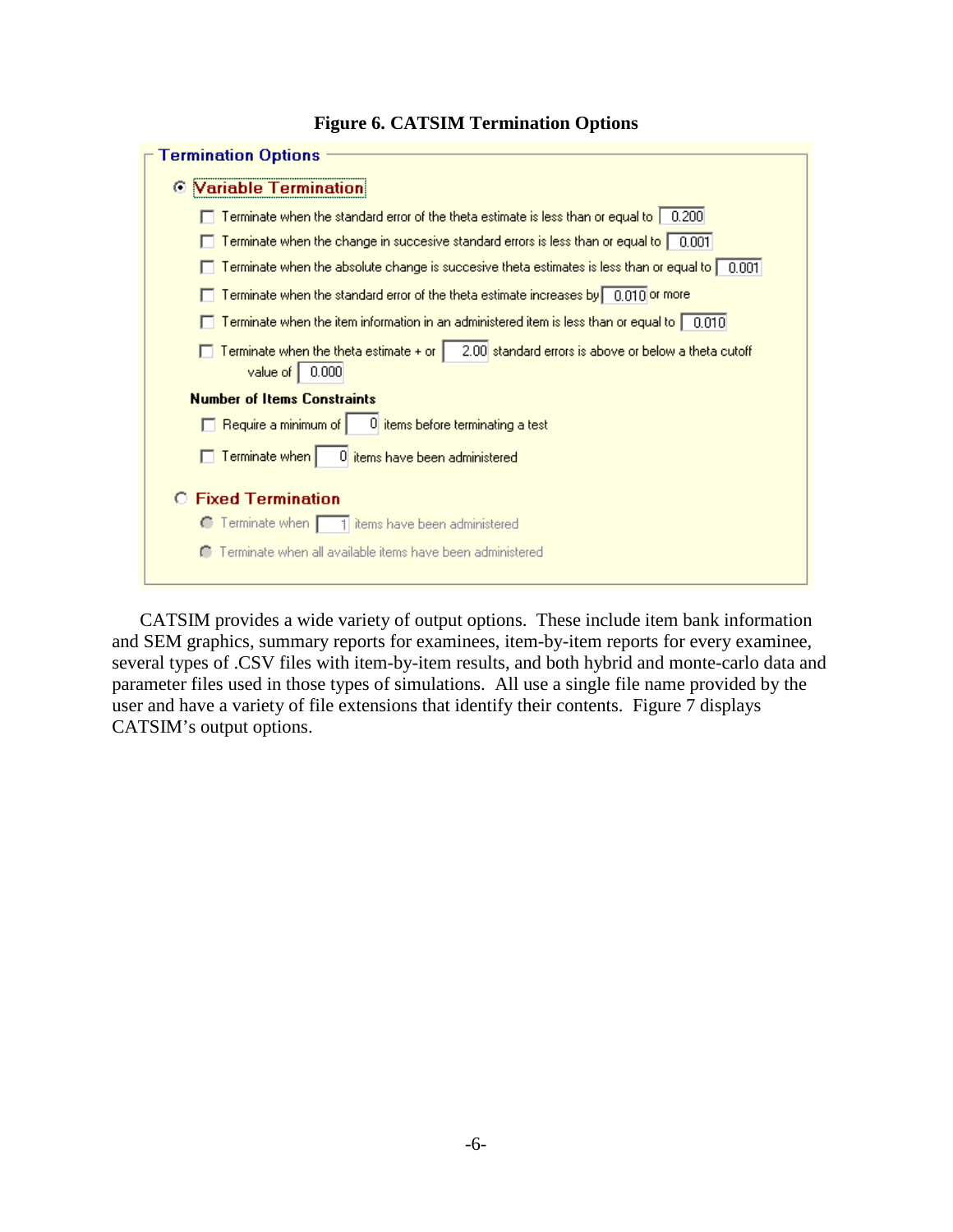**Figure 6. CATSIM Termination Options**

**Termination Options**

- (•) **Variable Termination**
  - [ ] Terminate when the standard error of the theta estimate is less than or equal to 0.200
  - [ ] Terminate when the change in succesive standard errors is less than or equal to 0.001
  - [ ] Terminate when the absolute change is succesive theta estimates is less than or equal to 0.001
  - [ ] Terminate when the standard error of the theta estimate increases by 0.010 or more
  - [ ] Terminate when the item information in an administered item is less than or equal to 0.010
  - [ ] Terminate when the theta estimate + or 2.00 standard errors is above or below a theta cutoff value of 0.000

  **Number of Items Constraints**
  - [ ] Require a minimum of 0 items before terminating a test
  - [ ] Terminate when 0 items have been administered
- ( ) **Fixed Termination**
  - Terminate when 1 items have been administered
  - Terminate when all available items have been administered

CATSIM provides a wide variety of output options. These include item bank information and SEM graphics, summary reports for examinees, item-by-item reports for every examinee, several types of .CSV files with item-by-item results, and both hybrid and monte-carlo data and parameter files used in those types of simulations. All use a single file name provided by the user and have a variety of file extensions that identify their contents. Figure 7 displays CATSIM's output options.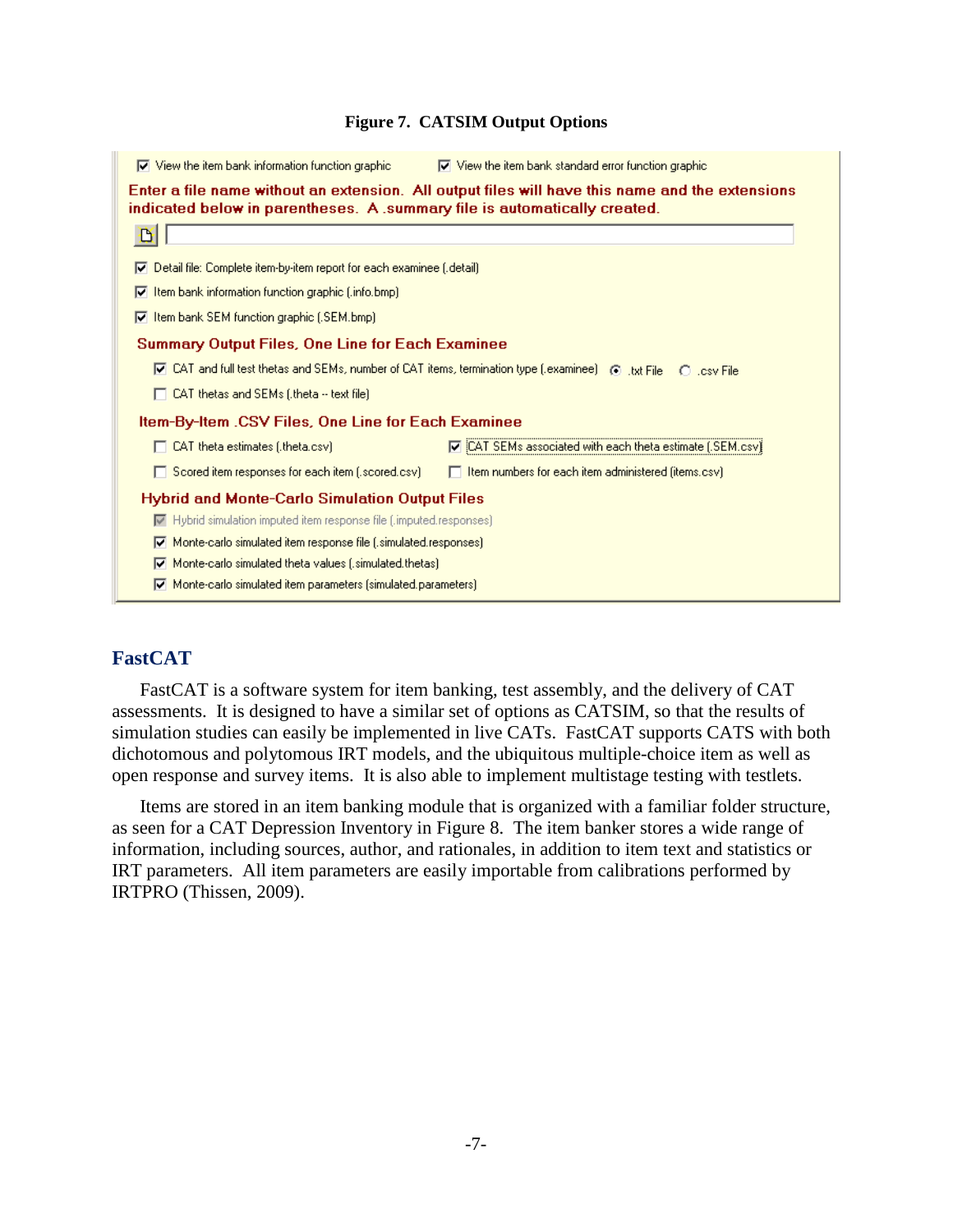**Figure 7. CATSIM Output Options**

☑ View the item bank information function graphic ☑ View the item bank standard error function graphic

Enter a file name without an extension. All output files will have this name and the extensions indicated below in parentheses. A .summary file is automatically created.

☑ Detail file: Complete item-by-item report for each examinee (.detail)

☑ Item bank information function graphic (.info.bmp)

☑ Item bank SEM function graphic (.SEM.bmp)

Summary Output Files, One Line for Each Examinee

☑ CAT and full test thetas and SEMs, number of CAT items, termination type (.examinee) ◉ .txt File ○ .csv File

☐ CAT thetas and SEMs (.theta -- text file)

Item-By-Item .CSV Files, One Line for Each Examinee

☐ CAT theta estimates (.theta.csv) ☑ CAT SEMs associated with each theta estimate (.SEM.csv)

☐ Scored item responses for each item (.scored.csv) ☐ Item numbers for each item administered (items.csv)

Hybrid and Monte-Carlo Simulation Output Files

☑ Hybrid simulation imputed item response file (.imputed.responses)

☑ Monte-carlo simulated item response file (.simulated.responses)

☑ Monte-carlo simulated theta values (.simulated.thetas)

☑ Monte-carlo simulated item parameters (simulated.parameters)

## FastCAT

FastCAT is a software system for item banking, test assembly, and the delivery of CAT assessments. It is designed to have a similar set of options as CATSIM, so that the results of simulation studies can easily be implemented in live CATs. FastCAT supports CATS with both dichotomous and polytomous IRT models, and the ubiquitous multiple-choice item as well as open response and survey items. It is also able to implement multistage testing with testlets.

Items are stored in an item banking module that is organized with a familiar folder structure, as seen for a CAT Depression Inventory in Figure 8. The item banker stores a wide range of information, including sources, author, and rationales, in addition to item text and statistics or IRT parameters. All item parameters are easily importable from calibrations performed by IRTPRO (Thissen, 2009).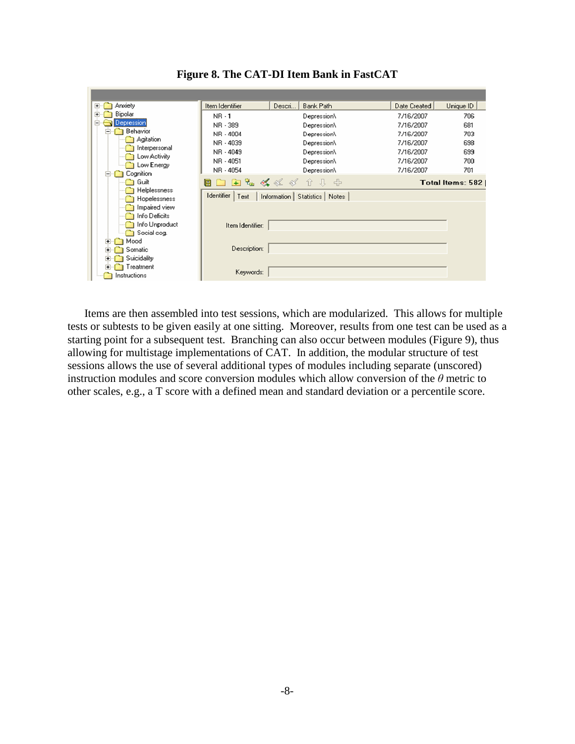**Figure 8. The CAT-DI Item Bank in FastCAT**

Items are then assembled into test sessions, which are modularized. This allows for multiple tests or subtests to be given easily at one sitting. Moreover, results from one test can be used as a starting point for a subsequent test. Branching can also occur between modules (Figure 9), thus allowing for multistage implementations of CAT. In addition, the modular structure of test sessions allows the use of several additional types of modules including separate (unscored) instruction modules and score conversion modules which allow conversion of the $\theta$ metric to other scales, e.g., a T score with a defined mean and standard deviation or a percentile score.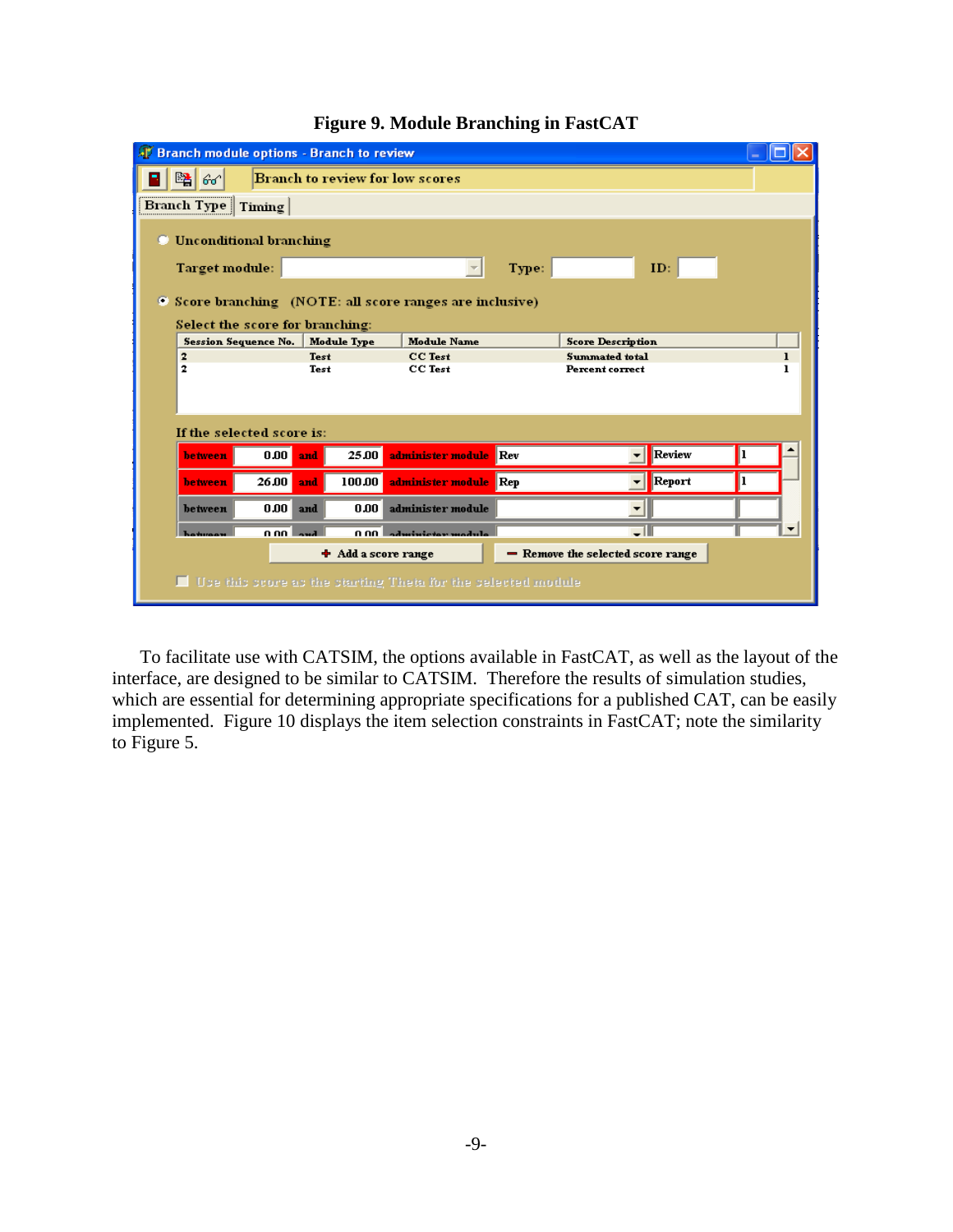**Figure 9. Module Branching in FastCAT**

To facilitate use with CATSIM, the options available in FastCAT, as well as the layout of the interface, are designed to be similar to CATSIM. Therefore the results of simulation studies, which are essential for determining appropriate specifications for a published CAT, can be easily implemented. Figure 10 displays the item selection constraints in FastCAT; note the similarity to Figure 5.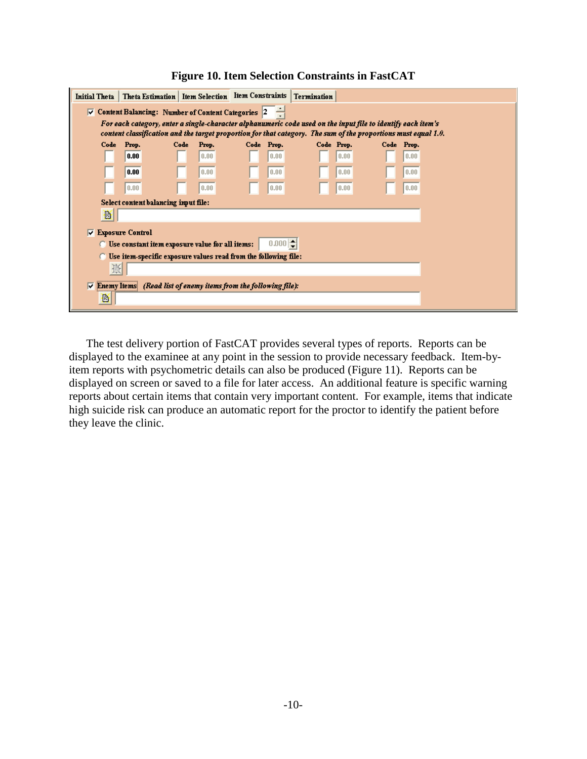**Figure 10. Item Selection Constraints in FastCAT**

Initial Theta | Theta Estimation | Item Selection | Item Constraints | Termination

☑ Content Balancing: Number of Content Categories 2

*For each category, enter a single-character alphanumeric code used on the input file to identify each item's content classification and the target proportion for that category. The sum of the proportions must equal 1.0.*

| Code | Prop. | Code | Prop. | Code | Prop. | Code | Prop. | Code | Prop. |
|---|---|---|---|---|---|---|---|---|---|
| | 0.00 | | 0.00 | | 0.00 | | 0.00 | | 0.00 |
| | 0.00 | | 0.00 | | 0.00 | | 0.00 | | 0.00 |
| | 0.00 | | 0.00 | | 0.00 | | 0.00 | | 0.00 |

Select content balancing input file:

☑ Exposure Control

○ Use constant item exposure value for all items: 0.000

○ Use item-specific exposure values read from the following file:

☑ Enemy Items *(Read list of enemy items from the following file):*

The test delivery portion of FastCAT provides several types of reports. Reports can be displayed to the examinee at any point in the session to provide necessary feedback. Item-by-item reports with psychometric details can also be produced (Figure 11). Reports can be displayed on screen or saved to a file for later access. An additional feature is specific warning reports about certain items that contain very important content. For example, items that indicate high suicide risk can produce an automatic report for the proctor to identify the patient before they leave the clinic.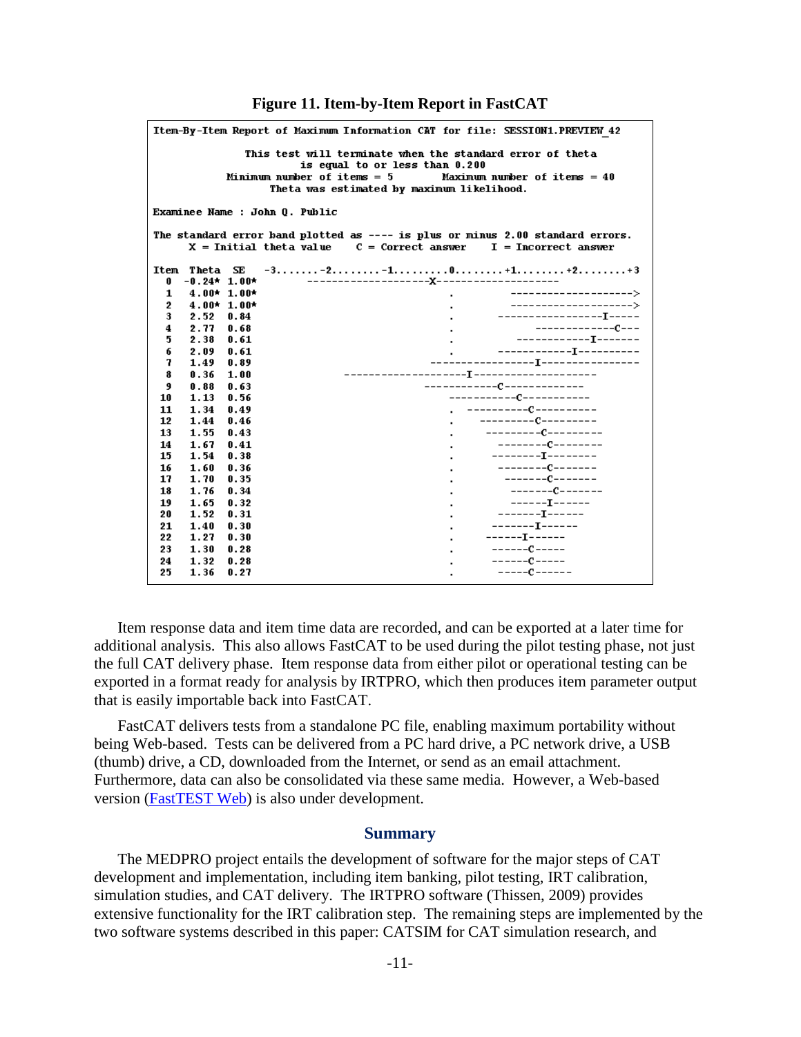**Figure 11. Item-by-Item Report in FastCAT**

```
Item-By-Item Report of Maximum Information CAT for file: SESSION1.PREVIEW_42

                This test will terminate when the standard error of theta
                           is equal to or less than 0.200
            Minimum number of items = 5        Maximum number of items = 40
                    Theta was estimated by maximum likelihood.

Examinee Name : John Q. Public

The standard error band plotted as ---- is plus or minus 2.00 standard errors.
      X = Initial theta value     C = Correct answer     I = Incorrect answer

Item  Theta  SE    -3.......-2........-1.........0........+1........+2........+3
  0   -0.24* 1.00*         --------------------X--------------------
  1    4.00* 1.00*                                  .        -------------------->
  2    4.00* 1.00*                                  .        -------------------->
  3    2.52  0.84                                   .      -----------------I-----
  4    2.77  0.68                                   .            -------------C---
  5    2.38  0.61                                   .         ------------I-------
  6    2.09  0.61                                   .         ------------I----------
  7    1.49  0.89                       -----------------I----------------
  8    0.36  1.00               --------------------I--------------------
  9    0.88  0.63                      ------------C-------------
 10    1.13  0.56                          -----------C-----------
 11    1.34  0.49                                   .  ----------C----------
 12    1.44  0.46                                   .    ---------C---------
 13    1.55  0.43                                   .     ---------C---------
 14    1.67  0.41                                   .       --------C--------
 15    1.54  0.38                                   .      --------I--------
 16    1.60  0.36                                   .       -------C-------
 17    1.70  0.35                                   .        -------C-------
 18    1.76  0.34                                   .         -------C-------
 19    1.65  0.32                                   .         ------I------
 20    1.52  0.31                                   .       -------I------
 21    1.40  0.30                                   .      -------I------
 22    1.27  0.30                                   .     ------I------
 23    1.30  0.28                                   .      ------C-----
 24    1.32  0.28                                   .      ------C-----
 25    1.36  0.27                                   .       -----C------
```

Item response data and item time data are recorded, and can be exported at a later time for additional analysis. This also allows FastCAT to be used during the pilot testing phase, not just the full CAT delivery phase. Item response data from either pilot or operational testing can be exported in a format ready for analysis by IRTPRO, which then produces item parameter output that is easily importable back into FastCAT.

FastCAT delivers tests from a standalone PC file, enabling maximum portability without being Web-based. Tests can be delivered from a PC hard drive, a PC network drive, a USB (thumb) drive, a CD, downloaded from the Internet, or send as an email attachment. Furthermore, data can also be consolidated via these same media. However, a Web-based version (FastTEST Web) is also under development.

## Summary

The MEDPRO project entails the development of software for the major steps of CAT development and implementation, including item banking, pilot testing, IRT calibration, simulation studies, and CAT delivery. The IRTPRO software (Thissen, 2009) provides extensive functionality for the IRT calibration step. The remaining steps are implemented by the two software systems described in this paper: CATSIM for CAT simulation research, and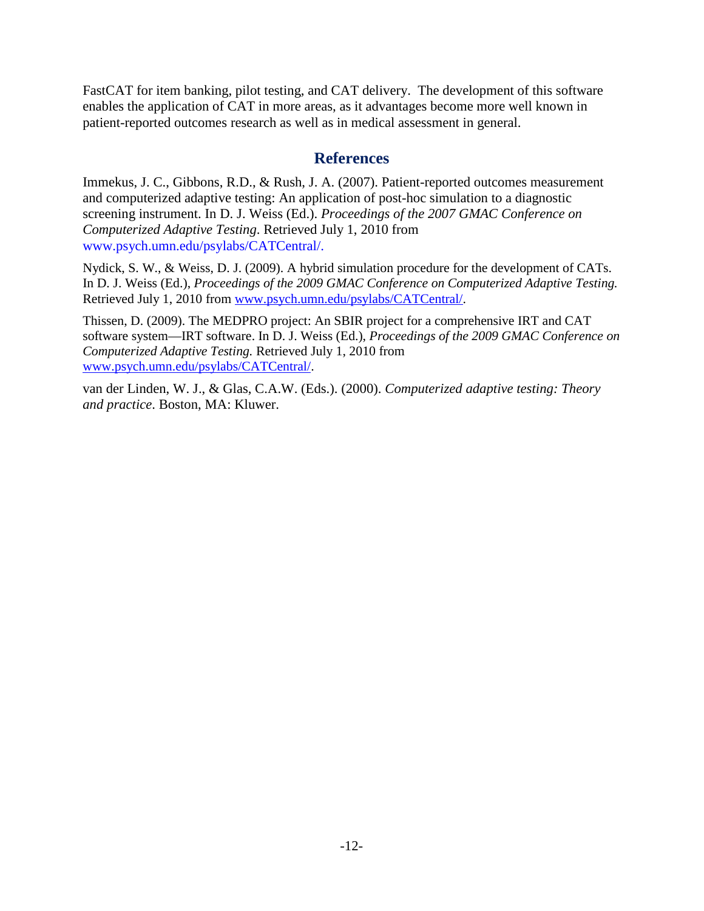FastCAT for item banking, pilot testing, and CAT delivery. The development of this software enables the application of CAT in more areas, as it advantages become more well known in patient-reported outcomes research as well as in medical assessment in general.

## References

Immekus, J. C., Gibbons, R.D., & Rush, J. A. (2007). Patient-reported outcomes measurement and computerized adaptive testing: An application of post-hoc simulation to a diagnostic screening instrument. In D. J. Weiss (Ed.). *Proceedings of the 2007 GMAC Conference on Computerized Adaptive Testing*. Retrieved July 1, 2010 from www.psych.umn.edu/psylabs/CATCentral/.

Nydick, S. W., & Weiss, D. J. (2009). A hybrid simulation procedure for the development of CATs. In D. J. Weiss (Ed.), *Proceedings of the 2009 GMAC Conference on Computerized Adaptive Testing.* Retrieved July 1, 2010 from www.psych.umn.edu/psylabs/CATCentral/.

Thissen, D. (2009). The MEDPRO project: An SBIR project for a comprehensive IRT and CAT software system—IRT software. In D. J. Weiss (Ed.), *Proceedings of the 2009 GMAC Conference on Computerized Adaptive Testing.* Retrieved July 1, 2010 from www.psych.umn.edu/psylabs/CATCentral/.

van der Linden, W. J., & Glas, C.A.W. (Eds.). (2000). *Computerized adaptive testing: Theory and practice*. Boston, MA: Kluwer.